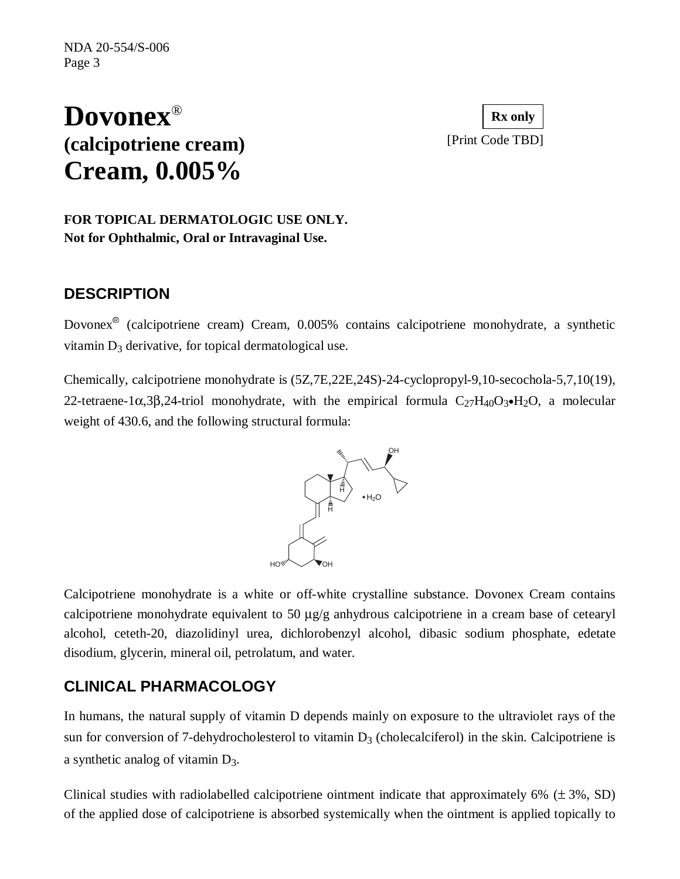# Dovonex®

**(calcipotriene cream)**

# Cream, 0.005%

**Rx only**

[Print Code TBD]

**FOR TOPICAL DERMATOLOGIC USE ONLY.**
**Not for Ophthalmic, Oral or Intravaginal Use.**

## DESCRIPTION

Dovonex® (calcipotriene cream) Cream, 0.005% contains calcipotriene monohydrate, a synthetic vitamin $D_3$ derivative, for topical dermatological use.

Chemically, calcipotriene monohydrate is (5Z,7E,22E,24S)-24-cyclopropyl-9,10-secochola-5,7,10(19), 22-tetraene-1α,3β,24-triol monohydrate, with the empirical formula $C_{27}H_{40}O_3 \bullet H_2O$, a molecular weight of 430.6, and the following structural formula:

Calcipotriene monohydrate is a white or off-white crystalline substance. Dovonex Cream contains calcipotriene monohydrate equivalent to 50 μg/g anhydrous calcipotriene in a cream base of cetearyl alcohol, ceteth-20, diazolidinyl urea, dichlorobenzyl alcohol, dibasic sodium phosphate, edetate disodium, glycerin, mineral oil, petrolatum, and water.

## CLINICAL PHARMACOLOGY

In humans, the natural supply of vitamin D depends mainly on exposure to the ultraviolet rays of the sun for conversion of 7-dehydrocholesterol to vitamin $D_3$ (cholecalciferol) in the skin. Calcipotriene is a synthetic analog of vitamin $D_3$.

Clinical studies with radiolabelled calcipotriene ointment indicate that approximately 6% (± 3%, SD) of the applied dose of calcipotriene is absorbed systemically when the ointment is applied topically to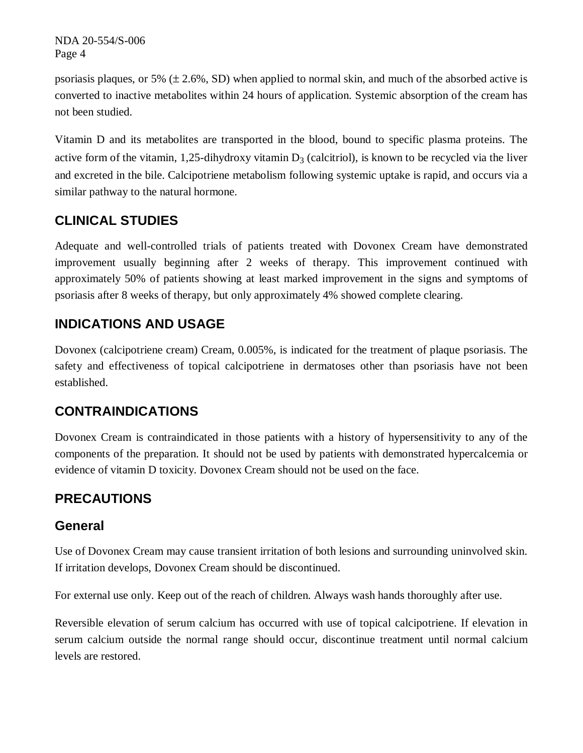psoriasis plaques, or 5% (± 2.6%, SD) when applied to normal skin, and much of the absorbed active is converted to inactive metabolites within 24 hours of application. Systemic absorption of the cream has not been studied.

Vitamin D and its metabolites are transported in the blood, bound to specific plasma proteins. The active form of the vitamin, 1,25-dihydroxy vitamin $D_3$ (calcitriol), is known to be recycled via the liver and excreted in the bile. Calcipotriene metabolism following systemic uptake is rapid, and occurs via a similar pathway to the natural hormone.

## CLINICAL STUDIES

Adequate and well-controlled trials of patients treated with Dovonex Cream have demonstrated improvement usually beginning after 2 weeks of therapy. This improvement continued with approximately 50% of patients showing at least marked improvement in the signs and symptoms of psoriasis after 8 weeks of therapy, but only approximately 4% showed complete clearing.

## INDICATIONS AND USAGE

Dovonex (calcipotriene cream) Cream, 0.005%, is indicated for the treatment of plaque psoriasis. The safety and effectiveness of topical calcipotriene in dermatoses other than psoriasis have not been established.

## CONTRAINDICATIONS

Dovonex Cream is contraindicated in those patients with a history of hypersensitivity to any of the components of the preparation. It should not be used by patients with demonstrated hypercalcemia or evidence of vitamin D toxicity. Dovonex Cream should not be used on the face.

## PRECAUTIONS

### General

Use of Dovonex Cream may cause transient irritation of both lesions and surrounding uninvolved skin. If irritation develops, Dovonex Cream should be discontinued.

For external use only. Keep out of the reach of children. Always wash hands thoroughly after use.

Reversible elevation of serum calcium has occurred with use of topical calcipotriene. If elevation in serum calcium outside the normal range should occur, discontinue treatment until normal calcium levels are restored.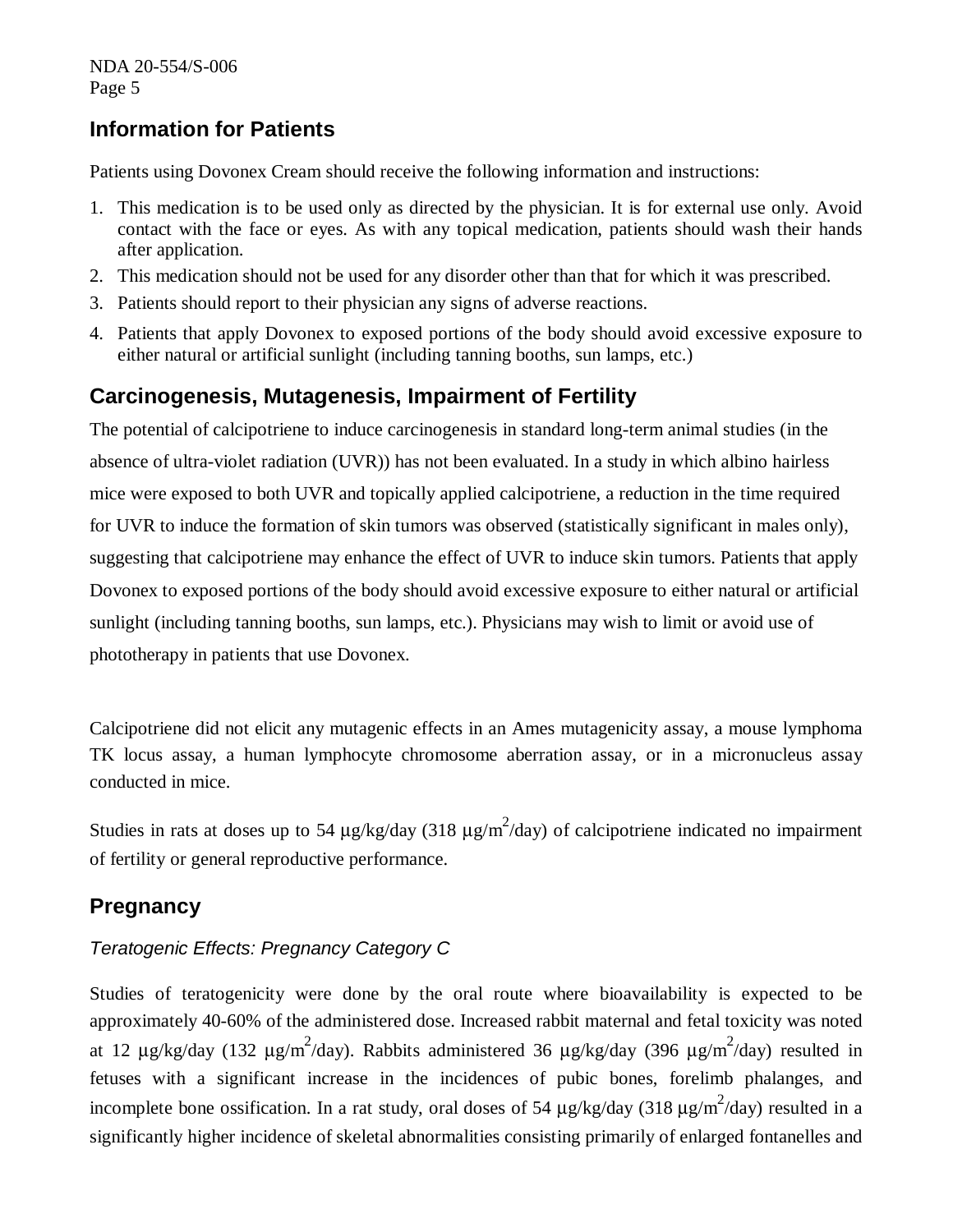## Information for Patients

Patients using Dovonex Cream should receive the following information and instructions:

1. This medication is to be used only as directed by the physician. It is for external use only. Avoid contact with the face or eyes. As with any topical medication, patients should wash their hands after application.
2. This medication should not be used for any disorder other than that for which it was prescribed.
3. Patients should report to their physician any signs of adverse reactions.
4. Patients that apply Dovonex to exposed portions of the body should avoid excessive exposure to either natural or artificial sunlight (including tanning booths, sun lamps, etc.)

## Carcinogenesis, Mutagenesis, Impairment of Fertility

The potential of calcipotriene to induce carcinogenesis in standard long-term animal studies (in the absence of ultra-violet radiation (UVR)) has not been evaluated. In a study in which albino hairless mice were exposed to both UVR and topically applied calcipotriene, a reduction in the time required for UVR to induce the formation of skin tumors was observed (statistically significant in males only), suggesting that calcipotriene may enhance the effect of UVR to induce skin tumors. Patients that apply Dovonex to exposed portions of the body should avoid excessive exposure to either natural or artificial sunlight (including tanning booths, sun lamps, etc.). Physicians may wish to limit or avoid use of phototherapy in patients that use Dovonex.

Calcipotriene did not elicit any mutagenic effects in an Ames mutagenicity assay, a mouse lymphoma TK locus assay, a human lymphocyte chromosome aberration assay, or in a micronucleus assay conducted in mice.

Studies in rats at doses up to 54 µg/kg/day (318 µg/$m^2$/day) of calcipotriene indicated no impairment of fertility or general reproductive performance.

## Pregnancy

*Teratogenic Effects: Pregnancy Category C*

Studies of teratogenicity were done by the oral route where bioavailability is expected to be approximately 40-60% of the administered dose. Increased rabbit maternal and fetal toxicity was noted at 12 µg/kg/day (132 µg/$m^2$/day). Rabbits administered 36 µg/kg/day (396 µg/$m^2$/day) resulted in fetuses with a significant increase in the incidences of pubic bones, forelimb phalanges, and incomplete bone ossification. In a rat study, oral doses of 54 µg/kg/day (318 µg/$m^2$/day) resulted in a significantly higher incidence of skeletal abnormalities consisting primarily of enlarged fontanelles and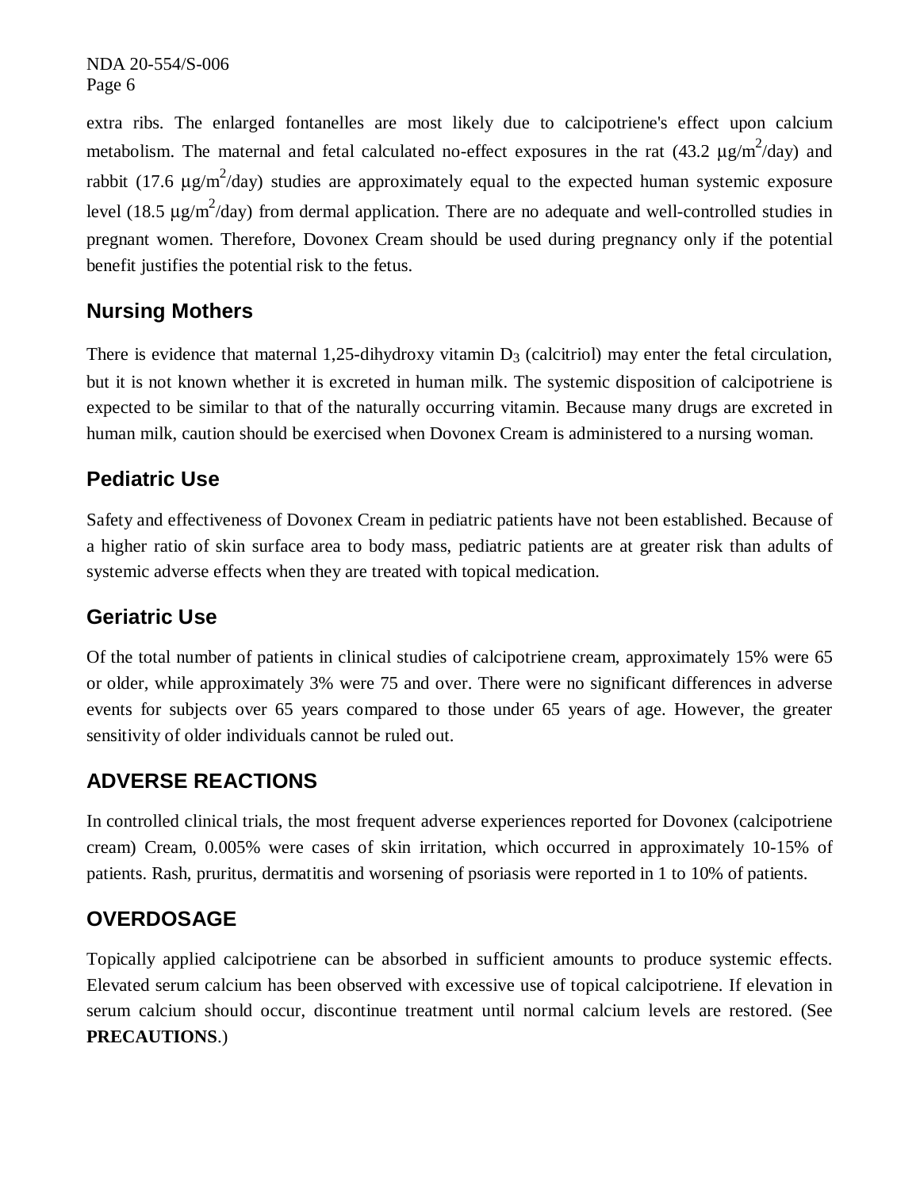extra ribs. The enlarged fontanelles are most likely due to calcipotriene's effect upon calcium metabolism. The maternal and fetal calculated no-effect exposures in the rat (43.2 $\mu g/m^2$/day) and rabbit (17.6 $\mu g/m^2$/day) studies are approximately equal to the expected human systemic exposure level (18.5 $\mu g/m^2$/day) from dermal application. There are no adequate and well-controlled studies in pregnant women. Therefore, Dovonex Cream should be used during pregnancy only if the potential benefit justifies the potential risk to the fetus.

## Nursing Mothers

There is evidence that maternal 1,25-dihydroxy vitamin $D_3$ (calcitriol) may enter the fetal circulation, but it is not known whether it is excreted in human milk. The systemic disposition of calcipotriene is expected to be similar to that of the naturally occurring vitamin. Because many drugs are excreted in human milk, caution should be exercised when Dovonex Cream is administered to a nursing woman.

## Pediatric Use

Safety and effectiveness of Dovonex Cream in pediatric patients have not been established. Because of a higher ratio of skin surface area to body mass, pediatric patients are at greater risk than adults of systemic adverse effects when they are treated with topical medication.

## Geriatric Use

Of the total number of patients in clinical studies of calcipotriene cream, approximately 15% were 65 or older, while approximately 3% were 75 and over. There were no significant differences in adverse events for subjects over 65 years compared to those under 65 years of age. However, the greater sensitivity of older individuals cannot be ruled out.

## ADVERSE REACTIONS

In controlled clinical trials, the most frequent adverse experiences reported for Dovonex (calcipotriene cream) Cream, 0.005% were cases of skin irritation, which occurred in approximately 10-15% of patients. Rash, pruritus, dermatitis and worsening of psoriasis were reported in 1 to 10% of patients.

## OVERDOSAGE

Topically applied calcipotriene can be absorbed in sufficient amounts to produce systemic effects. Elevated serum calcium has been observed with excessive use of topical calcipotriene. If elevation in serum calcium should occur, discontinue treatment until normal calcium levels are restored. (See **PRECAUTIONS**.)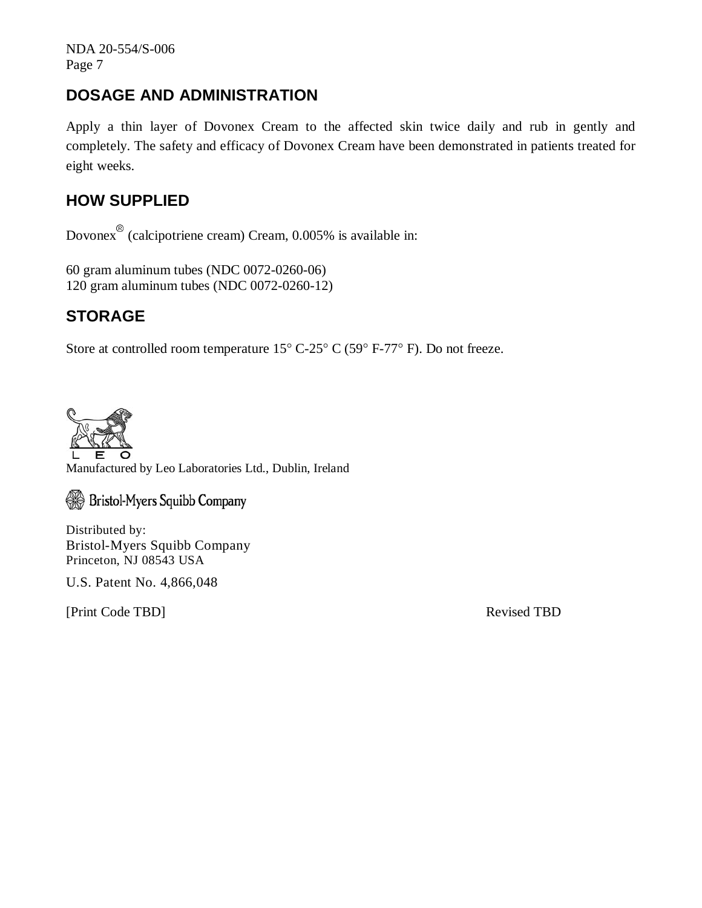## DOSAGE AND ADMINISTRATION

Apply a thin layer of Dovonex Cream to the affected skin twice daily and rub in gently and completely. The safety and efficacy of Dovonex Cream have been demonstrated in patients treated for eight weeks.

## HOW SUPPLIED

Dovonex® (calcipotriene cream) Cream, 0.005% is available in:

60 gram aluminum tubes (NDC 0072-0260-06)
120 gram aluminum tubes (NDC 0072-0260-12)

## STORAGE

Store at controlled room temperature 15° C-25° C (59° F-77° F). Do not freeze.

L E O

Manufactured by Leo Laboratories Ltd., Dublin, Ireland

Bristol-Myers Squibb Company

Distributed by:
Bristol-Myers Squibb Company
Princeton, NJ 08543 USA

U.S. Patent No. 4,866,048

[Print Code TBD] Revised TBD